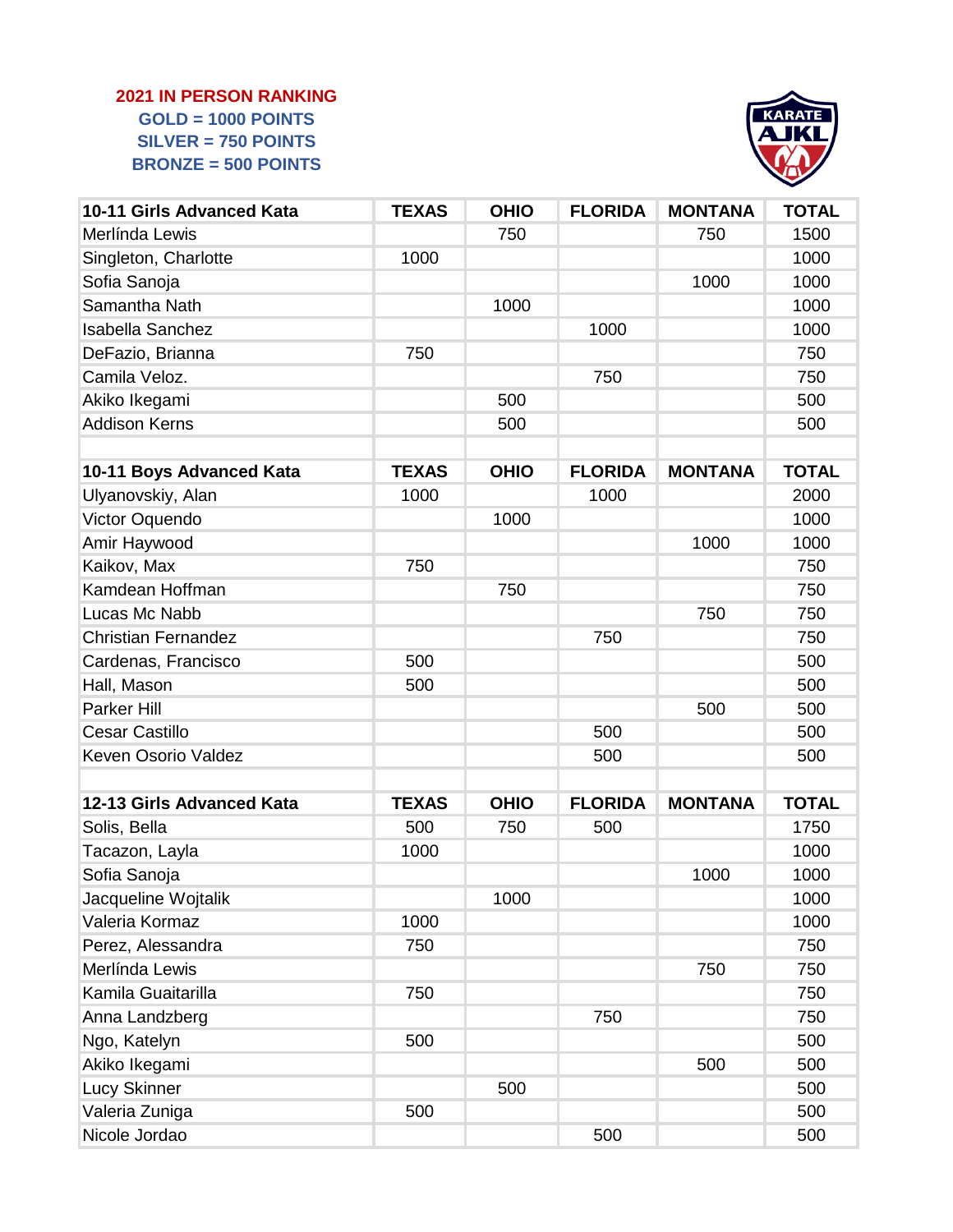**2021 IN PERSON RANKING**
**GOLD = 1000 POINTS**
**SILVER = 750 POINTS**
**BRONZE = 500 POINTS**

| 10-11 Girls Advanced Kata | TEXAS | OHIO | FLORIDA | MONTANA | TOTAL |
|---|---|---|---|---|---|
| Merlínda Lewis | | 750 | | 750 | 1500 |
| Singleton, Charlotte | 1000 | | | | 1000 |
| Sofia Sanoja | | | | 1000 | 1000 |
| Samantha Nath | | 1000 | | | 1000 |
| Isabella Sanchez | | | 1000 | | 1000 |
| DeFazio, Brianna | 750 | | | | 750 |
| Camila Veloz. | | | 750 | | 750 |
| Akiko Ikegami | | 500 | | | 500 |
| Addison Kerns | | 500 | | | 500 |

| 10-11 Boys Advanced Kata | TEXAS | OHIO | FLORIDA | MONTANA | TOTAL |
|---|---|---|---|---|---|
| Ulyanovskiy, Alan | 1000 | | 1000 | | 2000 |
| Victor Oquendo | | 1000 | | | 1000 |
| Amir Haywood | | | | 1000 | 1000 |
| Kaikov, Max | 750 | | | | 750 |
| Kamdean Hoffman | | 750 | | | 750 |
| Lucas Mc Nabb | | | | 750 | 750 |
| Christian Fernandez | | | 750 | | 750 |
| Cardenas, Francisco | 500 | | | | 500 |
| Hall, Mason | 500 | | | | 500 |
| Parker Hill | | | | 500 | 500 |
| Cesar Castillo | | | 500 | | 500 |
| Keven Osorio Valdez | | | 500 | | 500 |

| 12-13 Girls Advanced Kata | TEXAS | OHIO | FLORIDA | MONTANA | TOTAL |
|---|---|---|---|---|---|
| Solis, Bella | 500 | 750 | 500 | | 1750 |
| Tacazon, Layla | 1000 | | | | 1000 |
| Sofia Sanoja | | | | 1000 | 1000 |
| Jacqueline Wojtalik | | 1000 | | | 1000 |
| Valeria Kormaz | 1000 | | | | 1000 |
| Perez, Alessandra | 750 | | | | 750 |
| Merlínda Lewis | | | | 750 | 750 |
| Kamila Guaitarilla | 750 | | | | 750 |
| Anna Landzberg | | | 750 | | 750 |
| Ngo, Katelyn | 500 | | | | 500 |
| Akiko Ikegami | | | | 500 | 500 |
| Lucy Skinner | | 500 | | | 500 |
| Valeria Zuniga | 500 | | | | 500 |
| Nicole Jordao | | | 500 | | 500 |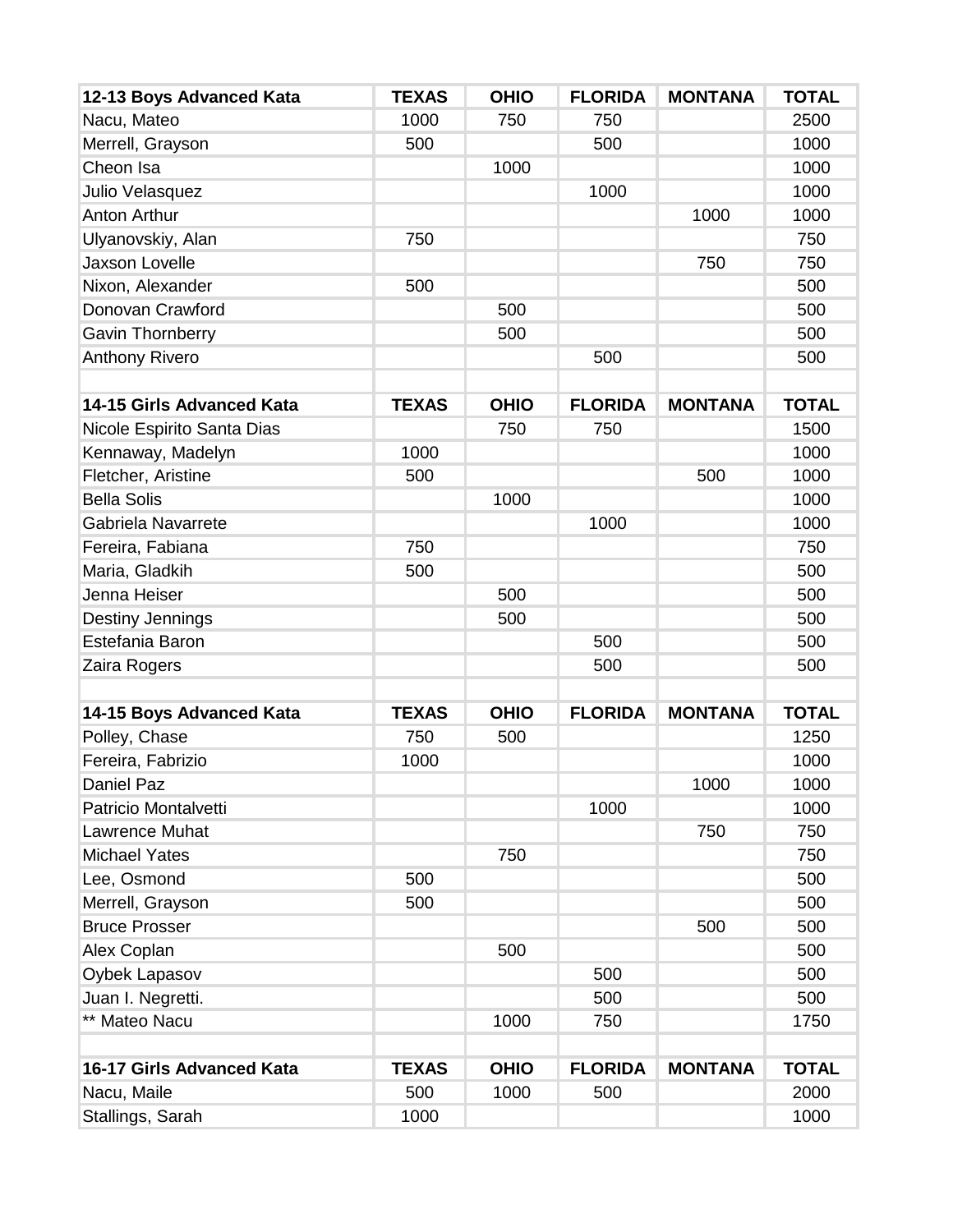| 12-13 Boys Advanced Kata | TEXAS | OHIO | FLORIDA | MONTANA | TOTAL |
|---|---|---|---|---|---|
| Nacu, Mateo | 1000 | 750 | 750 | | 2500 |
| Merrell, Grayson | 500 | | 500 | | 1000 |
| Cheon Isa | | 1000 | | | 1000 |
| Julio Velasquez | | | 1000 | | 1000 |
| Anton Arthur | | | | 1000 | 1000 |
| Ulyanovskiy, Alan | 750 | | | | 750 |
| Jaxson Lovelle | | | | 750 | 750 |
| Nixon, Alexander | 500 | | | | 500 |
| Donovan Crawford | | 500 | | | 500 |
| Gavin Thornberry | | 500 | | | 500 |
| Anthony Rivero | | | 500 | | 500 |

| 14-15 Girls Advanced Kata | TEXAS | OHIO | FLORIDA | MONTANA | TOTAL |
|---|---|---|---|---|---|
| Nicole Espirito Santa Dias | | 750 | 750 | | 1500 |
| Kennaway, Madelyn | 1000 | | | | 1000 |
| Fletcher, Aristine | 500 | | | 500 | 1000 |
| Bella Solis | | 1000 | | | 1000 |
| Gabriela Navarrete | | | 1000 | | 1000 |
| Fereira, Fabiana | 750 | | | | 750 |
| Maria, Gladkih | 500 | | | | 500 |
| Jenna Heiser | | 500 | | | 500 |
| Destiny Jennings | | 500 | | | 500 |
| Estefania Baron | | | 500 | | 500 |
| Zaira Rogers | | | 500 | | 500 |

| 14-15 Boys Advanced Kata | TEXAS | OHIO | FLORIDA | MONTANA | TOTAL |
|---|---|---|---|---|---|
| Polley, Chase | 750 | 500 | | | 1250 |
| Fereira, Fabrizio | 1000 | | | | 1000 |
| Daniel Paz | | | | 1000 | 1000 |
| Patricio Montalvetti | | | 1000 | | 1000 |
| Lawrence Muhat | | | | 750 | 750 |
| Michael Yates | | 750 | | | 750 |
| Lee, Osmond | 500 | | | | 500 |
| Merrell, Grayson | 500 | | | | 500 |
| Bruce Prosser | | | | 500 | 500 |
| Alex Coplan | | 500 | | | 500 |
| Oybek Lapasov | | | 500 | | 500 |
| Juan I. Negretti. | | | 500 | | 500 |
| ** Mateo Nacu | | 1000 | 750 | | 1750 |

| 16-17 Girls Advanced Kata | TEXAS | OHIO | FLORIDA | MONTANA | TOTAL |
|---|---|---|---|---|---|
| Nacu, Maile | 500 | 1000 | 500 | | 2000 |
| Stallings, Sarah | 1000 | | | | 1000 |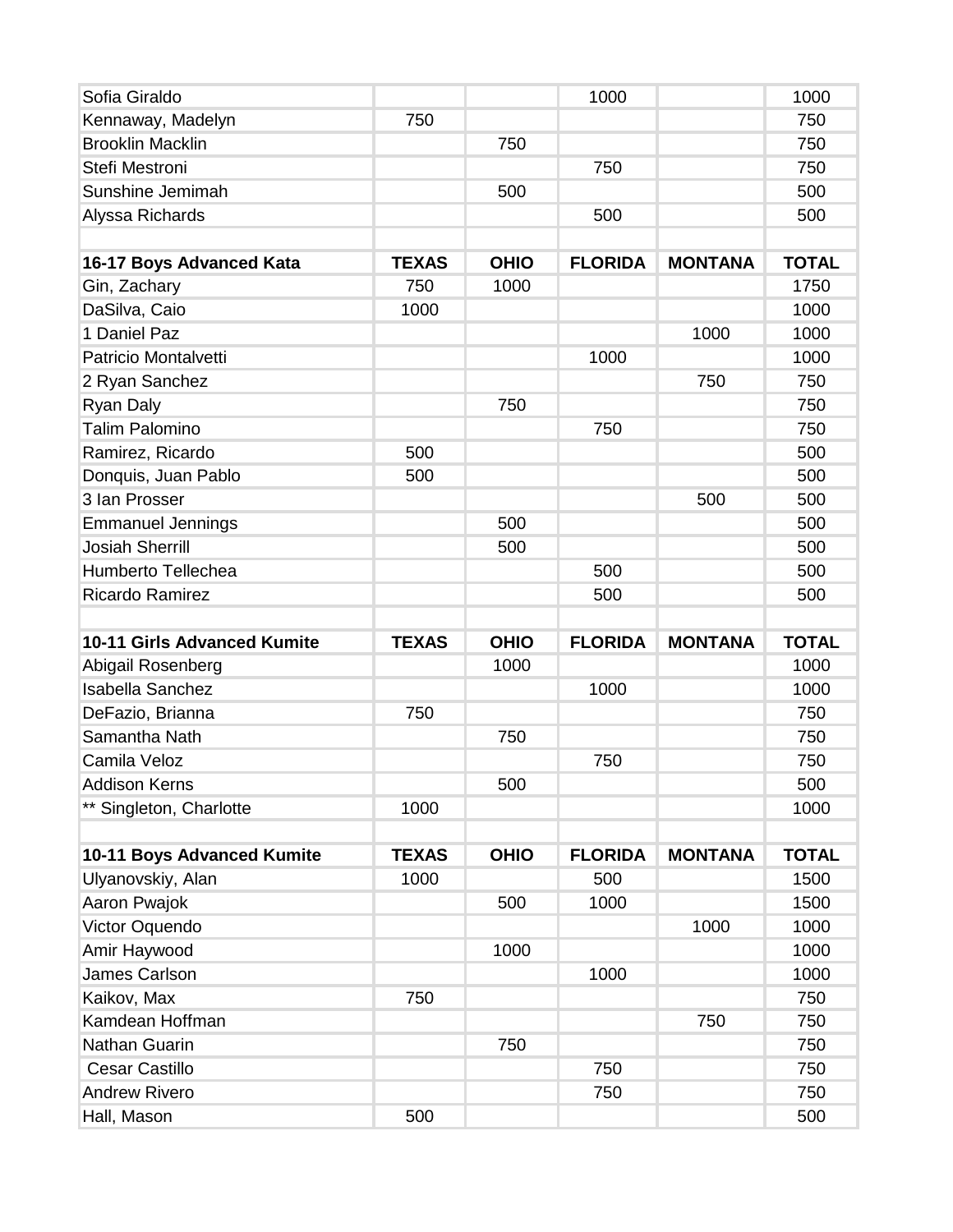| | | | | | |
|---|---|---|---|---|---|
| Sofia Giraldo | | | 1000 | | 1000 |
| Kennaway, Madelyn | 750 | | | | 750 |
| Brooklin Macklin | | 750 | | | 750 |
| Stefi Mestroni | | | 750 | | 750 |
| Sunshine Jemimah | | 500 | | | 500 |
| Alyssa Richards | | | 500 | | 500 |
| | | | | | |
| **16-17 Boys Advanced Kata** | **TEXAS** | **OHIO** | **FLORIDA** | **MONTANA** | **TOTAL** |
| Gin, Zachary | 750 | 1000 | | | 1750 |
| DaSilva, Caio | 1000 | | | | 1000 |
| 1 Daniel Paz | | | | 1000 | 1000 |
| Patricio Montalvetti | | | 1000 | | 1000 |
| 2 Ryan Sanchez | | | | 750 | 750 |
| Ryan Daly | | 750 | | | 750 |
| Talim Palomino | | | 750 | | 750 |
| Ramirez, Ricardo | 500 | | | | 500 |
| Donquis, Juan Pablo | 500 | | | | 500 |
| 3 Ian Prosser | | | | 500 | 500 |
| Emmanuel Jennings | | 500 | | | 500 |
| Josiah Sherrill | | 500 | | | 500 |
| Humberto Tellechea | | | 500 | | 500 |
| Ricardo Ramirez | | | 500 | | 500 |
| | | | | | |
| **10-11 Girls Advanced Kumite** | **TEXAS** | **OHIO** | **FLORIDA** | **MONTANA** | **TOTAL** |
| Abigail Rosenberg | | 1000 | | | 1000 |
| Isabella Sanchez | | | 1000 | | 1000 |
| DeFazio, Brianna | 750 | | | | 750 |
| Samantha Nath | | 750 | | | 750 |
| Camila Veloz | | | 750 | | 750 |
| Addison Kerns | | 500 | | | 500 |
| ** Singleton, Charlotte | 1000 | | | | 1000 |
| | | | | | |
| **10-11 Boys Advanced Kumite** | **TEXAS** | **OHIO** | **FLORIDA** | **MONTANA** | **TOTAL** |
| Ulyanovskiy, Alan | 1000 | | 500 | | 1500 |
| Aaron Pwajok | | 500 | 1000 | | 1500 |
| Victor Oquendo | | | | 1000 | 1000 |
| Amir Haywood | | 1000 | | | 1000 |
| James Carlson | | | 1000 | | 1000 |
| Kaikov, Max | 750 | | | | 750 |
| Kamdean Hoffman | | | | 750 | 750 |
| Nathan Guarin | | 750 | | | 750 |
| Cesar Castillo | | | 750 | | 750 |
| Andrew Rivero | | | 750 | | 750 |
| Hall, Mason | 500 | | | | 500 |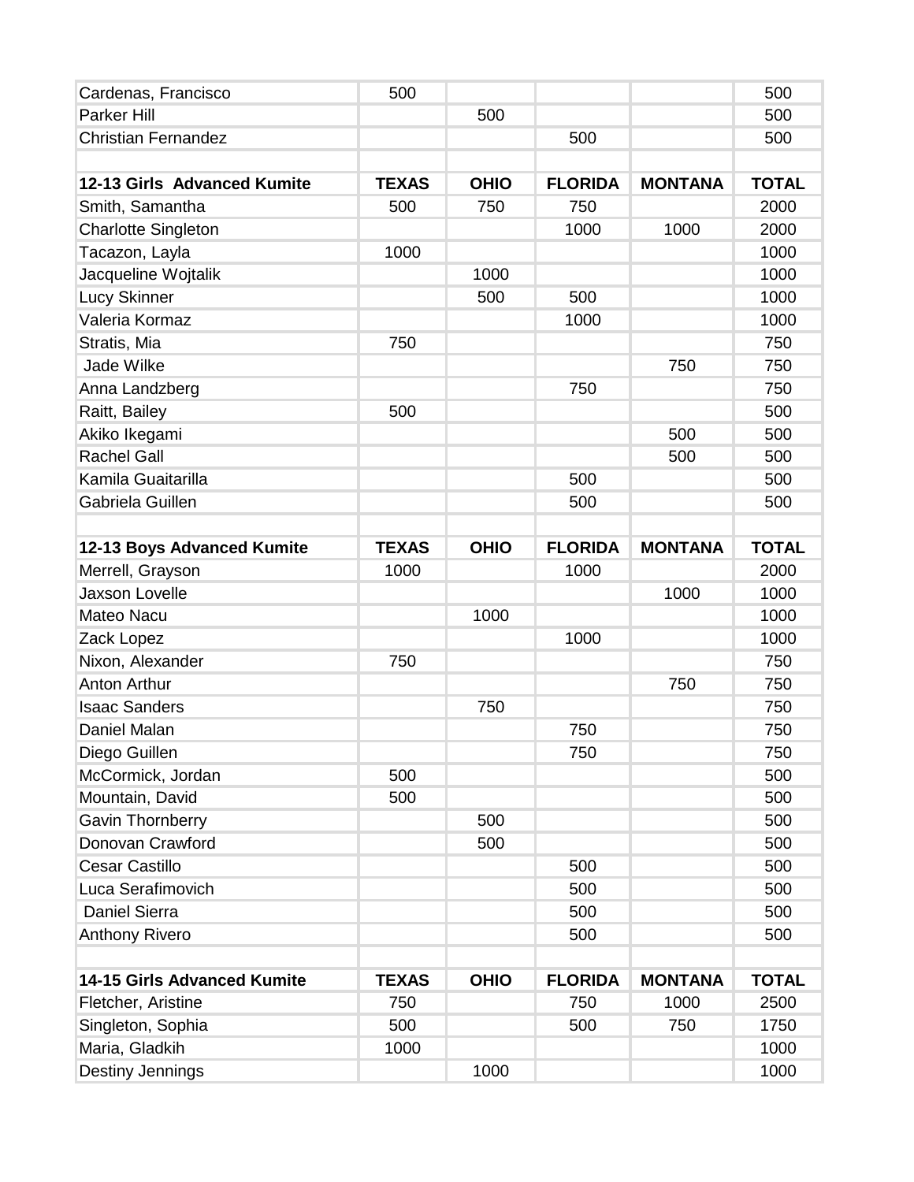| | | | | | |
|---|---|---|---|---|---|
| Cardenas, Francisco | 500 | | | | 500 |
| Parker Hill | | 500 | | | 500 |
| Christian Fernandez | | | 500 | | 500 |
| | | | | | |
| **12-13 Girls Advanced Kumite** | **TEXAS** | **OHIO** | **FLORIDA** | **MONTANA** | **TOTAL** |
| Smith, Samantha | 500 | 750 | 750 | | 2000 |
| Charlotte Singleton | | | 1000 | 1000 | 2000 |
| Tacazon, Layla | 1000 | | | | 1000 |
| Jacqueline Wojtalik | | 1000 | | | 1000 |
| Lucy Skinner | | 500 | 500 | | 1000 |
| Valeria Kormaz | | | 1000 | | 1000 |
| Stratis, Mia | 750 | | | | 750 |
| Jade Wilke | | | | 750 | 750 |
| Anna Landzberg | | | 750 | | 750 |
| Raitt, Bailey | 500 | | | | 500 |
| Akiko Ikegami | | | | 500 | 500 |
| Rachel Gall | | | | 500 | 500 |
| Kamila Guaitarilla | | | 500 | | 500 |
| Gabriela Guillen | | | 500 | | 500 |
| | | | | | |
| **12-13 Boys Advanced Kumite** | **TEXAS** | **OHIO** | **FLORIDA** | **MONTANA** | **TOTAL** |
| Merrell, Grayson | 1000 | | 1000 | | 2000 |
| Jaxson Lovelle | | | | 1000 | 1000 |
| Mateo Nacu | | 1000 | | | 1000 |
| Zack Lopez | | | 1000 | | 1000 |
| Nixon, Alexander | 750 | | | | 750 |
| Anton Arthur | | | | 750 | 750 |
| Isaac Sanders | | 750 | | | 750 |
| Daniel Malan | | | 750 | | 750 |
| Diego Guillen | | | 750 | | 750 |
| McCormick, Jordan | 500 | | | | 500 |
| Mountain, David | 500 | | | | 500 |
| Gavin Thornberry | | 500 | | | 500 |
| Donovan Crawford | | 500 | | | 500 |
| Cesar Castillo | | | 500 | | 500 |
| Luca Serafimovich | | | 500 | | 500 |
| Daniel Sierra | | | 500 | | 500 |
| Anthony Rivero | | | 500 | | 500 |
| | | | | | |
| **14-15 Girls Advanced Kumite** | **TEXAS** | **OHIO** | **FLORIDA** | **MONTANA** | **TOTAL** |
| Fletcher, Aristine | 750 | | 750 | 1000 | 2500 |
| Singleton, Sophia | 500 | | 500 | 750 | 1750 |
| Maria, Gladkih | 1000 | | | | 1000 |
| Destiny Jennings | | 1000 | | | 1000 |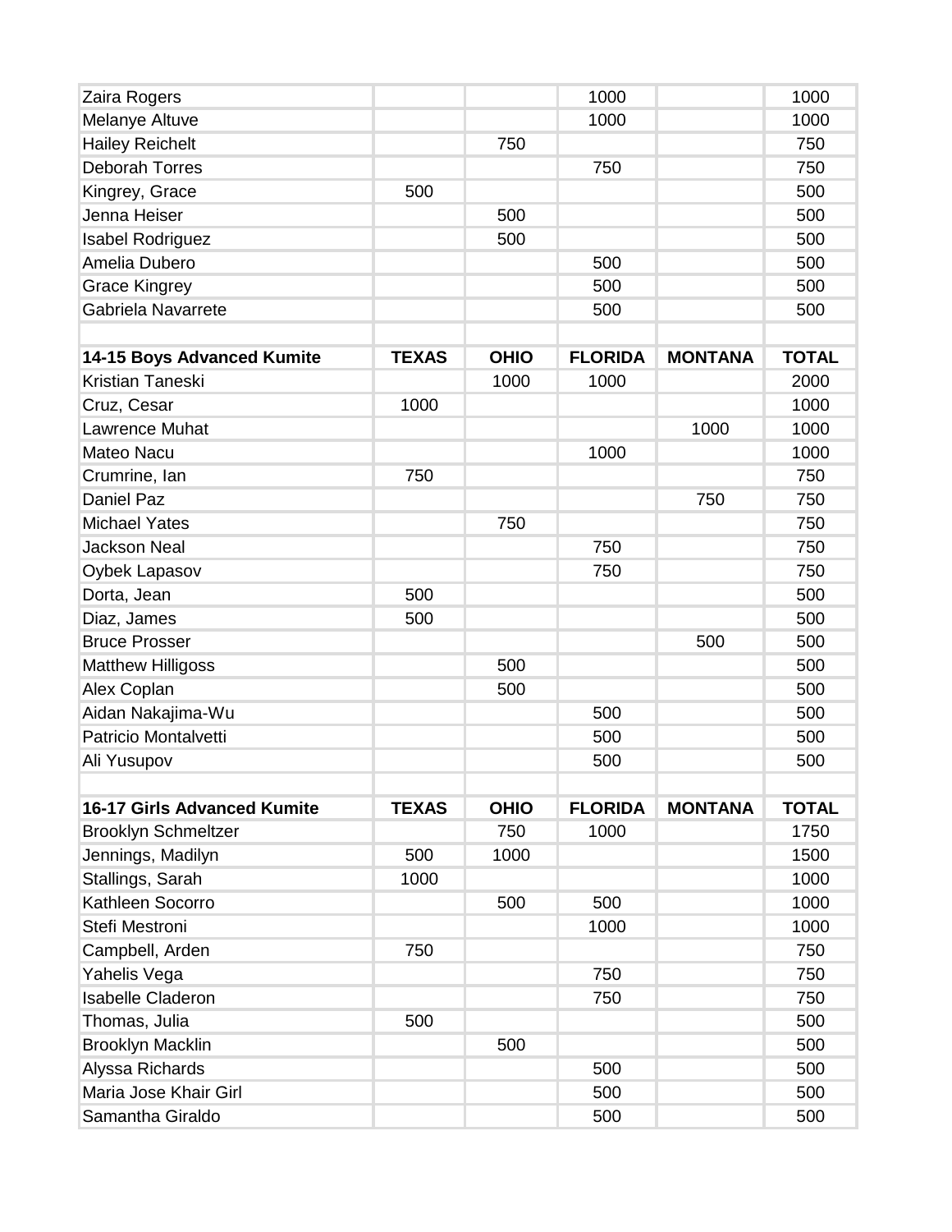| | | | | | |
|---|---|---|---|---|---|
| Zaira Rogers | | | 1000 | | 1000 |
| Melanye Altuve | | | 1000 | | 1000 |
| Hailey Reichelt | | 750 | | | 750 |
| Deborah Torres | | | 750 | | 750 |
| Kingrey, Grace | 500 | | | | 500 |
| Jenna Heiser | | 500 | | | 500 |
| Isabel Rodriguez | | 500 | | | 500 |
| Amelia Dubero | | | 500 | | 500 |
| Grace Kingrey | | | 500 | | 500 |
| Gabriela Navarrete | | | 500 | | 500 |

| 14-15 Boys Advanced Kumite | TEXAS | OHIO | FLORIDA | MONTANA | TOTAL |
|---|---|---|---|---|---|
| Kristian Taneski | | 1000 | 1000 | | 2000 |
| Cruz, Cesar | 1000 | | | | 1000 |
| Lawrence Muhat | | | | 1000 | 1000 |
| Mateo Nacu | | | 1000 | | 1000 |
| Crumrine, Ian | 750 | | | | 750 |
| Daniel Paz | | | | 750 | 750 |
| Michael Yates | | 750 | | | 750 |
| Jackson Neal | | | 750 | | 750 |
| Oybek Lapasov | | | 750 | | 750 |
| Dorta, Jean | 500 | | | | 500 |
| Diaz, James | 500 | | | | 500 |
| Bruce Prosser | | | | 500 | 500 |
| Matthew Hilligoss | | 500 | | | 500 |
| Alex Coplan | | 500 | | | 500 |
| Aidan Nakajima-Wu | | | 500 | | 500 |
| Patricio Montalvetti | | | 500 | | 500 |
| Ali Yusupov | | | 500 | | 500 |

| 16-17 Girls Advanced Kumite | TEXAS | OHIO | FLORIDA | MONTANA | TOTAL |
|---|---|---|---|---|---|
| Brooklyn Schmeltzer | | 750 | 1000 | | 1750 |
| Jennings, Madilyn | 500 | 1000 | | | 1500 |
| Stallings, Sarah | 1000 | | | | 1000 |
| Kathleen Socorro | | 500 | 500 | | 1000 |
| Stefi Mestroni | | | 1000 | | 1000 |
| Campbell, Arden | 750 | | | | 750 |
| Yahelis Vega | | | 750 | | 750 |
| Isabelle Claderon | | | 750 | | 750 |
| Thomas, Julia | 500 | | | | 500 |
| Brooklyn Macklin | | 500 | | | 500 |
| Alyssa Richards | | | 500 | | 500 |
| Maria Jose Khair Girl | | | 500 | | 500 |
| Samantha Giraldo | | | 500 | | 500 |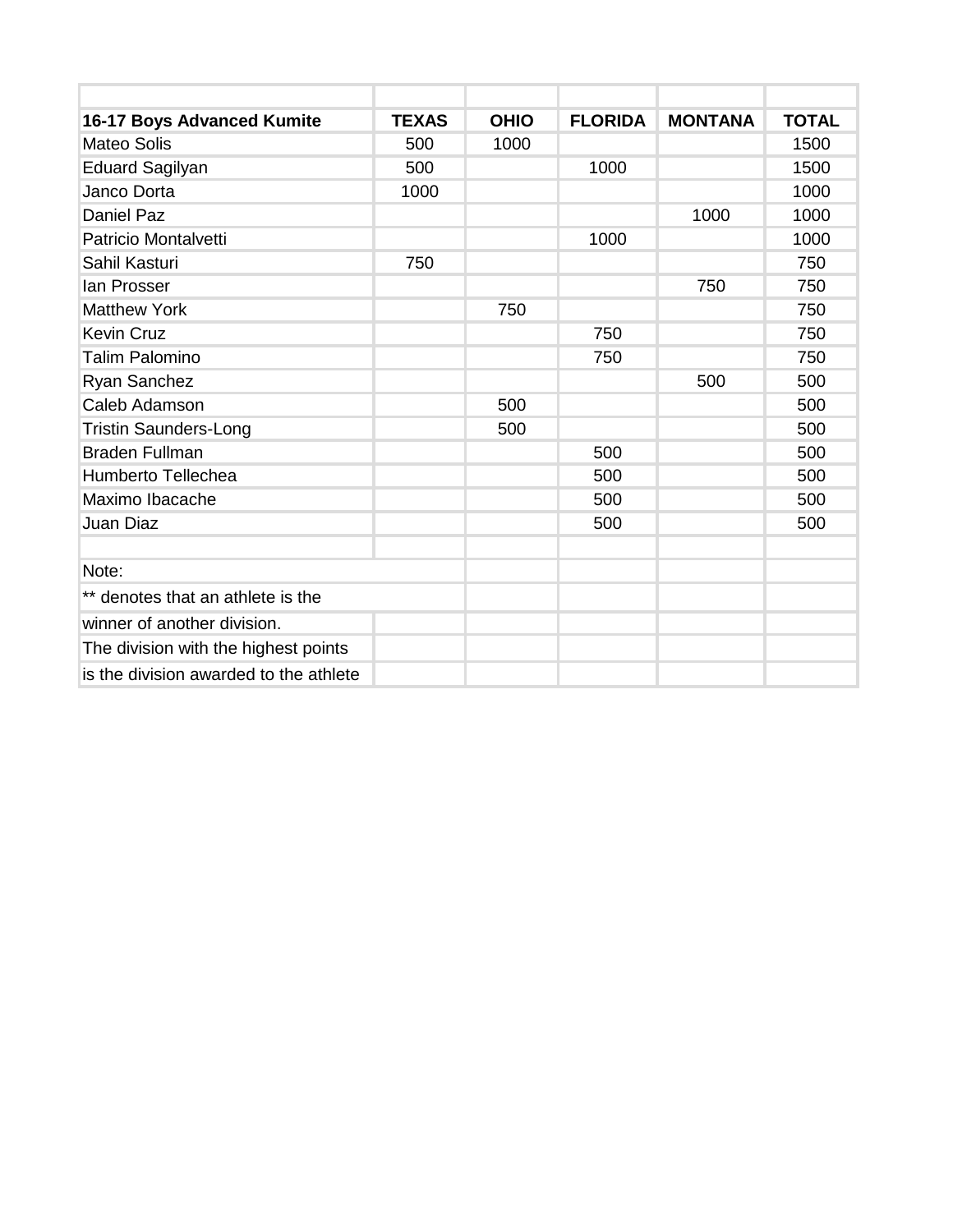| 16-17 Boys Advanced Kumite | TEXAS | OHIO | FLORIDA | MONTANA | TOTAL |
|---|---|---|---|---|---|
| Mateo Solis | 500 | 1000 | | | 1500 |
| Eduard Sagilyan | 500 | | 1000 | | 1500 |
| Janco Dorta | 1000 | | | | 1000 |
| Daniel Paz | | | | 1000 | 1000 |
| Patricio Montalvetti | | | 1000 | | 1000 |
| Sahil Kasturi | 750 | | | | 750 |
| Ian Prosser | | | | 750 | 750 |
| Matthew York | | 750 | | | 750 |
| Kevin Cruz | | | 750 | | 750 |
| Talim Palomino | | | 750 | | 750 |
| Ryan Sanchez | | | | 500 | 500 |
| Caleb Adamson | | 500 | | | 500 |
| Tristin Saunders-Long | | 500 | | | 500 |
| Braden Fullman | | | 500 | | 500 |
| Humberto Tellechea | | | 500 | | 500 |
| Maximo Ibacache | | | 500 | | 500 |
| Juan Diaz | | | 500 | | 500 |

Note:
** denotes that an athlete is the winner of another division.
The division with the highest points is the division awarded to the athlete